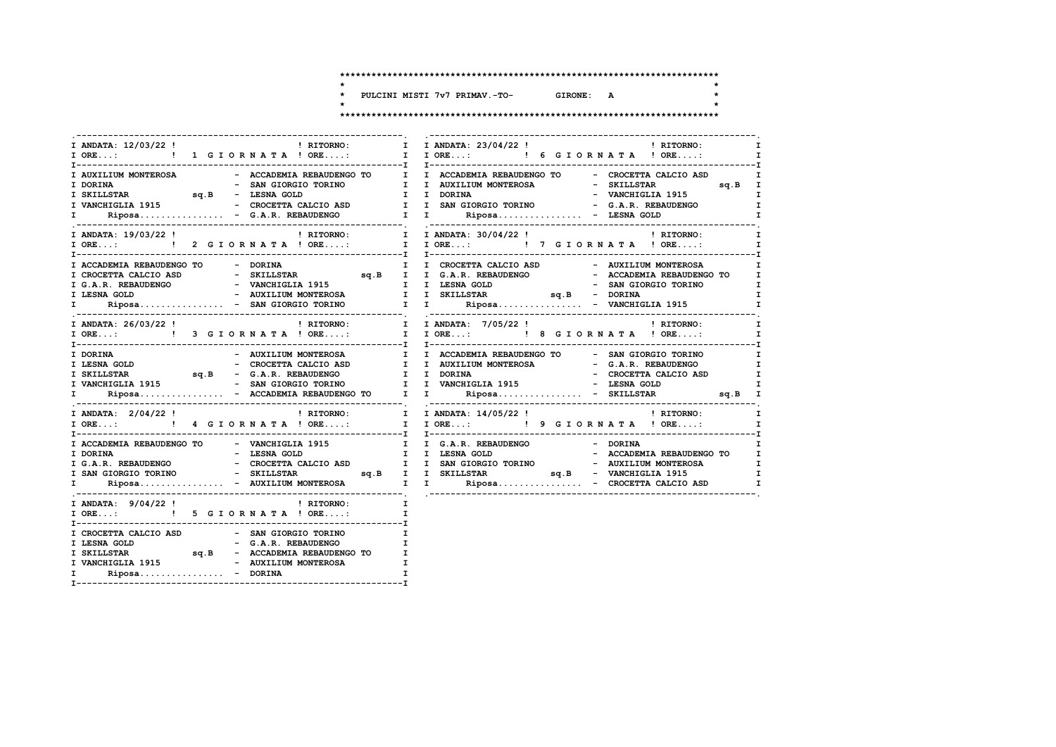# PULCINI MISTI 7v7 PRIMAV.-TO- GIRONE: A

### 1 GIORNATA — ANDATA: 12/03/22 ! RITORNO:

ORE...: ! ORE....:

| | | |
|---|---|---|
| AUXILIUM MONTEROSA | - | ACCADEMIA REBAUDENGO TO |
| DORINA | - | SAN GIORGIO TORINO |
| SKILLSTAR sq.B | - | LESNA GOLD |
| VANCHIGLIA 1915 | - | CROCETTA CALCIO ASD |
| Riposa................ | - | G.A.R. REBAUDENGO |

### 2 GIORNATA — ANDATA: 19/03/22 ! RITORNO:

ORE...: ! ORE....:

| | | |
|---|---|---|
| ACCADEMIA REBAUDENGO TO | - | DORINA |
| CROCETTA CALCIO ASD | - | SKILLSTAR sq.B |
| G.A.R. REBAUDENGO | - | VANCHIGLIA 1915 |
| LESNA GOLD | - | AUXILIUM MONTEROSA |
| Riposa................ | - | SAN GIORGIO TORINO |

### 3 GIORNATA — ANDATA: 26/03/22 ! RITORNO:

ORE...: ! ORE....:

| | | |
|---|---|---|
| DORINA | - | AUXILIUM MONTEROSA |
| LESNA GOLD | - | CROCETTA CALCIO ASD |
| SKILLSTAR sq.B | - | G.A.R. REBAUDENGO |
| VANCHIGLIA 1915 | - | SAN GIORGIO TORINO |
| Riposa................ | - | ACCADEMIA REBAUDENGO TO |

### 4 GIORNATA — ANDATA: 2/04/22 ! RITORNO:

ORE...: ! ORE....:

| | | |
|---|---|---|
| ACCADEMIA REBAUDENGO TO | - | VANCHIGLIA 1915 |
| DORINA | - | LESNA GOLD |
| G.A.R. REBAUDENGO | - | CROCETTA CALCIO ASD |
| SAN GIORGIO TORINO | - | SKILLSTAR sq.B |
| Riposa................ | - | AUXILIUM MONTEROSA |

### 5 GIORNATA — ANDATA: 9/04/22 ! RITORNO:

ORE...: ! ORE....:

| | | |
|---|---|---|
| CROCETTA CALCIO ASD | - | SAN GIORGIO TORINO |
| LESNA GOLD | - | G.A.R. REBAUDENGO |
| SKILLSTAR sq.B | - | ACCADEMIA REBAUDENGO TO |
| VANCHIGLIA 1915 | - | AUXILIUM MONTEROSA |
| Riposa................ | - | DORINA |

### 6 GIORNATA — ANDATA: 23/04/22 ! RITORNO:

ORE...: ! ORE....:

| | | |
|---|---|---|
| ACCADEMIA REBAUDENGO TO | - | CROCETTA CALCIO ASD |
| AUXILIUM MONTEROSA | - | SKILLSTAR sq.B |
| DORINA | - | VANCHIGLIA 1915 |
| SAN GIORGIO TORINO | - | G.A.R. REBAUDENGO |
| Riposa................ | - | LESNA GOLD |

### 7 GIORNATA — ANDATA: 30/04/22 ! RITORNO:

ORE...: ! ORE....:

| | | |
|---|---|---|
| CROCETTA CALCIO ASD | - | AUXILIUM MONTEROSA |
| G.A.R. REBAUDENGO | - | ACCADEMIA REBAUDENGO TO |
| LESNA GOLD | - | SAN GIORGIO TORINO |
| SKILLSTAR sq.B | - | DORINA |
| Riposa................ | - | VANCHIGLIA 1915 |

### 8 GIORNATA — ANDATA: 7/05/22 ! RITORNO:

ORE...: ! ORE....:

| | | |
|---|---|---|
| ACCADEMIA REBAUDENGO TO | - | SAN GIORGIO TORINO |
| AUXILIUM MONTEROSA | - | G.A.R. REBAUDENGO |
| DORINA | - | CROCETTA CALCIO ASD |
| VANCHIGLIA 1915 | - | LESNA GOLD |
| Riposa................ | - | SKILLSTAR sq.B |

### 9 GIORNATA — ANDATA: 14/05/22 ! RITORNO:

ORE...: ! ORE....:

| | | |
|---|---|---|
| G.A.R. REBAUDENGO | - | DORINA |
| LESNA GOLD | - | ACCADEMIA REBAUDENGO TO |
| SAN GIORGIO TORINO | - | AUXILIUM MONTEROSA |
| SKILLSTAR sq.B | - | VANCHIGLIA 1915 |
| Riposa................ | - | CROCETTA CALCIO ASD |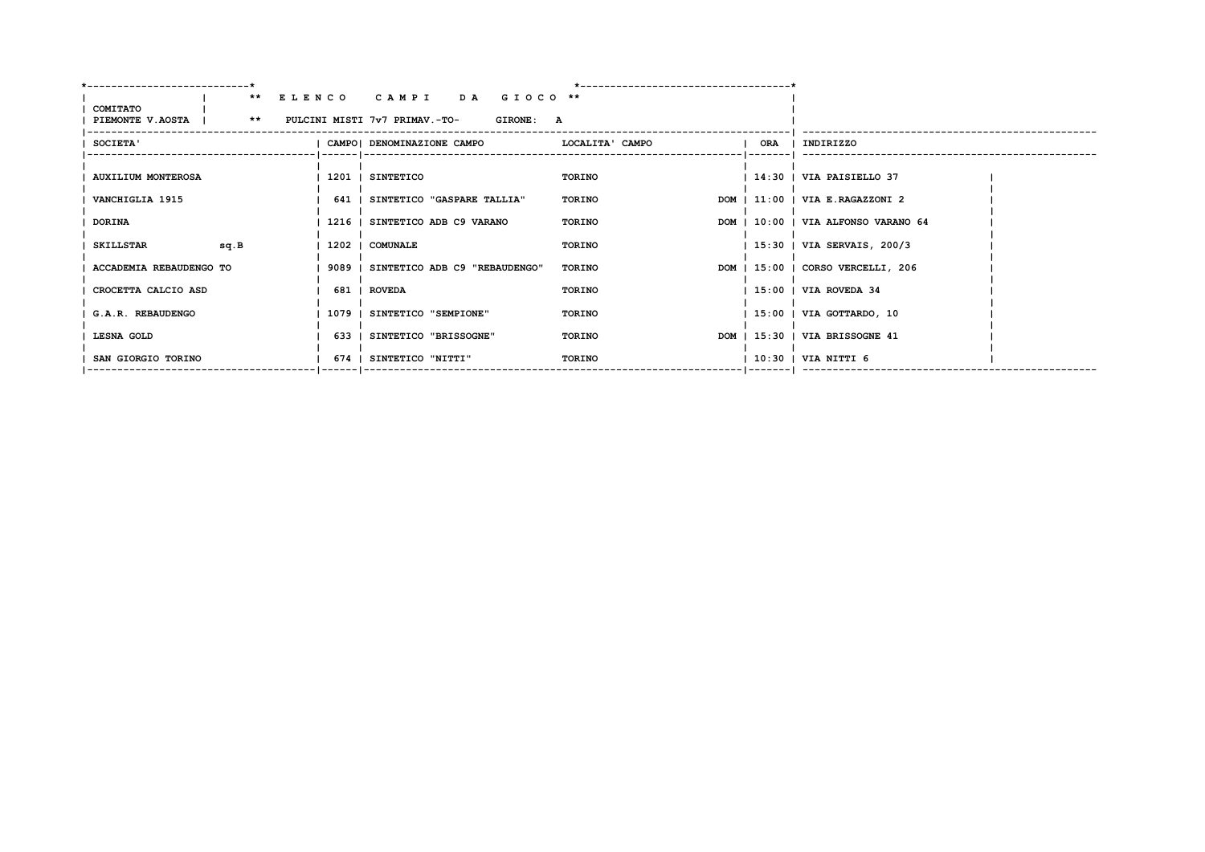**COMITATO PIEMONTE V.AOSTA**

**\*\* E L E N C O   C A M P I   D A   G I O C O \*\***

**\*\* PULCINI MISTI 7v7 PRIMAV.-TO-   GIRONE: A**

| SOCIETA' | CAMPO | DENOMINAZIONE CAMPO | LOCALITA' CAMPO | | ORA | INDIRIZZO |
|---|---|---|---|---|---|---|
| AUXILIUM MONTEROSA | 1201 | SINTETICO | TORINO | | 14:30 | VIA PAISIELLO 37 |
| VANCHIGLIA 1915 | 641 | SINTETICO "GASPARE TALLIA" | TORINO | DOM | 11:00 | VIA E.RAGAZZONI 2 |
| DORINA | 1216 | SINTETICO ADB C9 VARANO | TORINO | DOM | 10:00 | VIA ALFONSO VARANO 64 |
| SKILLSTAR sq.B | 1202 | COMUNALE | TORINO | | 15:30 | VIA SERVAIS, 200/3 |
| ACCADEMIA REBAUDENGO TO | 9089 | SINTETICO ADB C9 "REBAUDENGO" | TORINO | DOM | 15:00 | CORSO VERCELLI, 206 |
| CROCETTA CALCIO ASD | 681 | ROVEDA | TORINO | | 15:00 | VIA ROVEDA 34 |
| G.A.R. REBAUDENGO | 1079 | SINTETICO "SEMPIONE" | TORINO | | 15:00 | VIA GOTTARDO, 10 |
| LESNA GOLD | 633 | SINTETICO "BRISSOGNE" | TORINO | DOM | 15:30 | VIA BRISSOGNE 41 |
| SAN GIORGIO TORINO | 674 | SINTETICO "NITTI" | TORINO | | 10:30 | VIA NITTI 6 |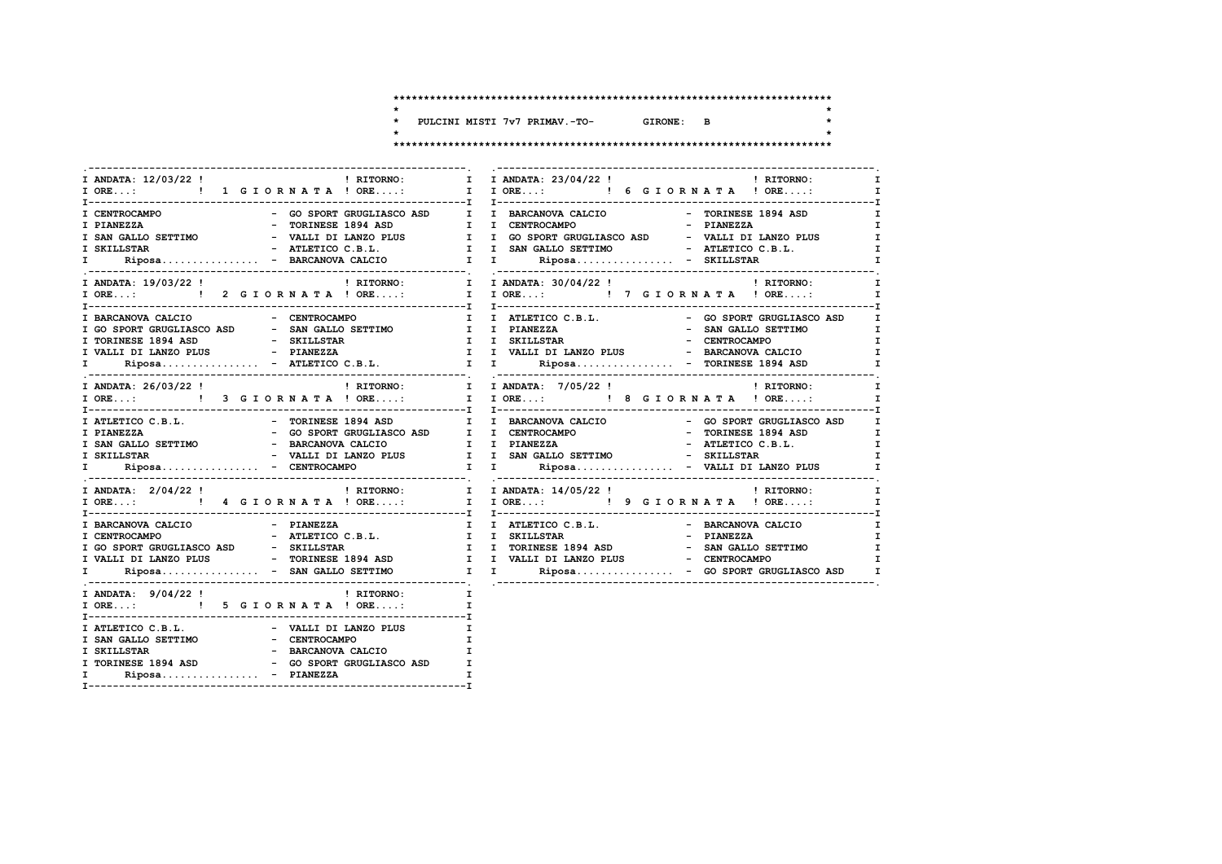# PULCINI MISTI 7v7 PRIMAV.-TO- GIRONE: B

## 1 GIORNATA

ANDATA: 12/03/22 ! RITORNO:
ORE...: ORE....:

| Casa | Ospite |
|---|---|
| CENTROCAMPO | GO SPORT GRUGLIASCO ASD |
| PIANEZZA | TORINESE 1894 ASD |
| SAN GALLO SETTIMO | VALLI DI LANZO PLUS |
| SKILLSTAR | ATLETICO C.B.L. |
| Riposa................ | BARCANOVA CALCIO |

## 2 GIORNATA

ANDATA: 19/03/22 ! RITORNO:
ORE...: ORE....:

| Casa | Ospite |
|---|---|
| BARCANOVA CALCIO | CENTROCAMPO |
| GO SPORT GRUGLIASCO ASD | SAN GALLO SETTIMO |
| TORINESE 1894 ASD | SKILLSTAR |
| VALLI DI LANZO PLUS | PIANEZZA |
| Riposa................ | ATLETICO C.B.L. |

## 3 GIORNATA

ANDATA: 26/03/22 ! RITORNO:
ORE...: ORE....:

| Casa | Ospite |
|---|---|
| ATLETICO C.B.L. | TORINESE 1894 ASD |
| PIANEZZA | GO SPORT GRUGLIASCO ASD |
| SAN GALLO SETTIMO | BARCANOVA CALCIO |
| SKILLSTAR | VALLI DI LANZO PLUS |
| Riposa................ | CENTROCAMPO |

## 4 GIORNATA

ANDATA: 2/04/22 ! RITORNO:
ORE...: ORE....:

| Casa | Ospite |
|---|---|
| BARCANOVA CALCIO | PIANEZZA |
| CENTROCAMPO | ATLETICO C.B.L. |
| GO SPORT GRUGLIASCO ASD | SKILLSTAR |
| VALLI DI LANZO PLUS | TORINESE 1894 ASD |
| Riposa................ | SAN GALLO SETTIMO |

## 5 GIORNATA

ANDATA: 9/04/22 ! RITORNO:
ORE...: ORE....:

| Casa | Ospite |
|---|---|
| ATLETICO C.B.L. | VALLI DI LANZO PLUS |
| SAN GALLO SETTIMO | CENTROCAMPO |
| SKILLSTAR | BARCANOVA CALCIO |
| TORINESE 1894 ASD | GO SPORT GRUGLIASCO ASD |
| Riposa................ | PIANEZZA |

## 6 GIORNATA

ANDATA: 23/04/22 ! RITORNO:
ORE...: ORE....:

| Casa | Ospite |
|---|---|
| BARCANOVA CALCIO | TORINESE 1894 ASD |
| CENTROCAMPO | PIANEZZA |
| GO SPORT GRUGLIASCO ASD | VALLI DI LANZO PLUS |
| SAN GALLO SETTIMO | ATLETICO C.B.L. |
| Riposa................ | SKILLSTAR |

## 7 GIORNATA

ANDATA: 30/04/22 ! RITORNO:
ORE...: ORE....:

| Casa | Ospite |
|---|---|
| ATLETICO C.B.L. | GO SPORT GRUGLIASCO ASD |
| PIANEZZA | SAN GALLO SETTIMO |
| SKILLSTAR | CENTROCAMPO |
| VALLI DI LANZO PLUS | BARCANOVA CALCIO |
| Riposa................ | TORINESE 1894 ASD |

## 8 GIORNATA

ANDATA: 7/05/22 ! RITORNO:
ORE...: ORE....:

| Casa | Ospite |
|---|---|
| BARCANOVA CALCIO | GO SPORT GRUGLIASCO ASD |
| CENTROCAMPO | TORINESE 1894 ASD |
| PIANEZZA | ATLETICO C.B.L. |
| SAN GALLO SETTIMO | SKILLSTAR |
| Riposa................ | VALLI DI LANZO PLUS |

## 9 GIORNATA

ANDATA: 14/05/22 ! RITORNO:
ORE...: ORE....:

| Casa | Ospite |
|---|---|
| ATLETICO C.B.L. | BARCANOVA CALCIO |
| SKILLSTAR | PIANEZZA |
| TORINESE 1894 ASD | SAN GALLO SETTIMO |
| VALLI DI LANZO PLUS | CENTROCAMPO |
| Riposa................ | GO SPORT GRUGLIASCO ASD |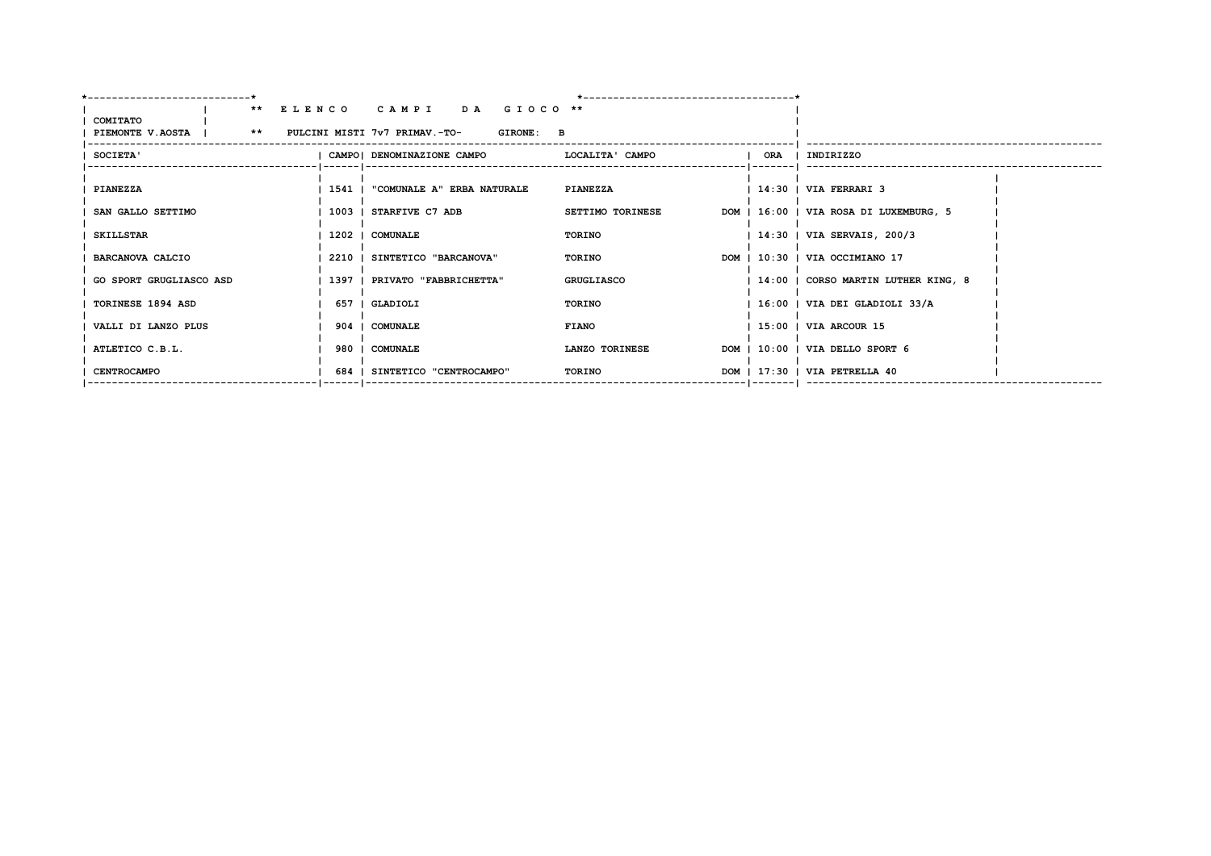**COMITATO PIEMONTE V.AOSTA**

** E L E N C O   C A M P I   D A   G I O C O **

** PULCINI MISTI 7v7 PRIMAV.-TO-   GIRONE: B

| SOCIETA' | CAMPO | DENOMINAZIONE CAMPO | LOCALITA' CAMPO | | ORA | INDIRIZZO |
|---|---|---|---|---|---|---|
| PIANEZZA | 1541 | "COMUNALE A" ERBA NATURALE | PIANEZZA | | 14:30 | VIA FERRARI 3 |
| SAN GALLO SETTIMO | 1003 | STARFIVE C7 ADB | SETTIMO TORINESE | DOM | 16:00 | VIA ROSA DI LUXEMBURG, 5 |
| SKILLSTAR | 1202 | COMUNALE | TORINO | | 14:30 | VIA SERVAIS, 200/3 |
| BARCANOVA CALCIO | 2210 | SINTETICO "BARCANOVA" | TORINO | DOM | 10:30 | VIA OCCIMIANO 17 |
| GO SPORT GRUGLIASCO ASD | 1397 | PRIVATO "FABBRICHETTA" | GRUGLIASCO | | 14:00 | CORSO MARTIN LUTHER KING, 8 |
| TORINESE 1894 ASD | 657 | GLADIOLI | TORINO | | 16:00 | VIA DEI GLADIOLI 33/A |
| VALLI DI LANZO PLUS | 904 | COMUNALE | FIANO | | 15:00 | VIA ARCOUR 15 |
| ATLETICO C.B.L. | 980 | COMUNALE | LANZO TORINESE | DOM | 10:00 | VIA DELLO SPORT 6 |
| CENTROCAMPO | 684 | SINTETICO "CENTROCAMPO" | TORINO | DOM | 17:30 | VIA PETRELLA 40 |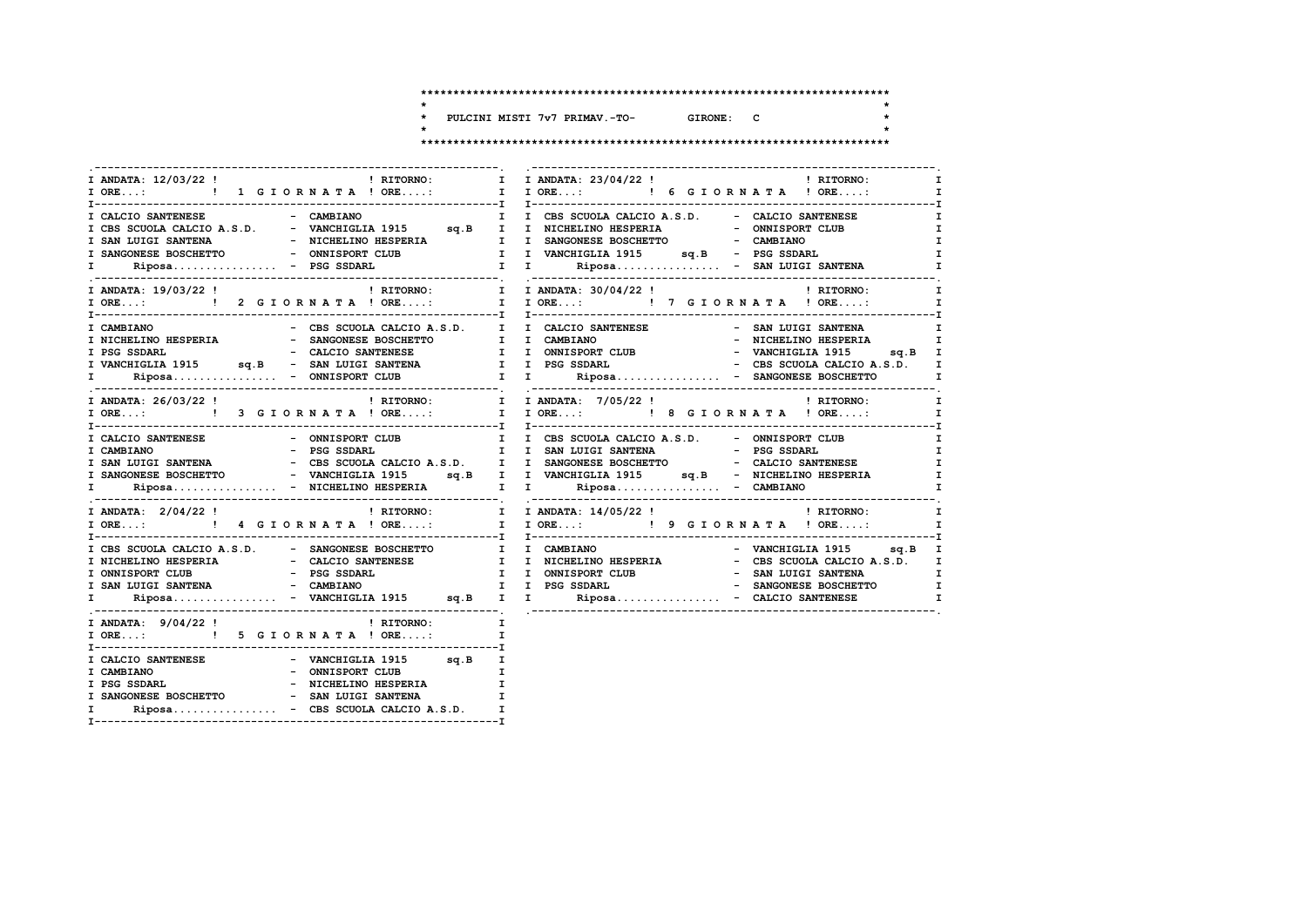# PULCINI MISTI 7v7 PRIMAV.-TO- GIRONE: C

## 1 GIORNATA

ANDATA: 12/03/22 | RITORNO:

ORE...: | ORE....:

| Casa | Ospite |
|---|---|
| CALCIO SANTENESE | CAMBIANO |
| CBS SCUOLA CALCIO A.S.D. | VANCHIGLIA 1915 sq.B |
| SAN LUIGI SANTENA | NICHELINO HESPERIA |
| SANGONESE BOSCHETTO | ONNISPORT CLUB |
| Riposa................ | PSG SSDARL |

## 2 GIORNATA

ANDATA: 19/03/22 | RITORNO:

ORE...: | ORE....:

| Casa | Ospite |
|---|---|
| CAMBIANO | CBS SCUOLA CALCIO A.S.D. |
| NICHELINO HESPERIA | SANGONESE BOSCHETTO |
| PSG SSDARL | CALCIO SANTENESE |
| VANCHIGLIA 1915 sq.B | SAN LUIGI SANTENA |
| Riposa................ | ONNISPORT CLUB |

## 3 GIORNATA

ANDATA: 26/03/22 | RITORNO:

ORE...: | ORE....:

| Casa | Ospite |
|---|---|
| CALCIO SANTENESE | ONNISPORT CLUB |
| CAMBIANO | PSG SSDARL |
| SAN LUIGI SANTENA | CBS SCUOLA CALCIO A.S.D. |
| SANGONESE BOSCHETTO | VANCHIGLIA 1915 sq.B |
| Riposa................ | NICHELINO HESPERIA |

## 4 GIORNATA

ANDATA: 2/04/22 | RITORNO:

ORE...: | ORE....:

| Casa | Ospite |
|---|---|
| CBS SCUOLA CALCIO A.S.D. | SANGONESE BOSCHETTO |
| NICHELINO HESPERIA | CALCIO SANTENESE |
| ONNISPORT CLUB | PSG SSDARL |
| SAN LUIGI SANTENA | CAMBIANO |
| Riposa................ | VANCHIGLIA 1915 sq.B |

## 5 GIORNATA

ANDATA: 9/04/22 | RITORNO:

ORE...: | ORE....:

| Casa | Ospite |
|---|---|
| CALCIO SANTENESE | VANCHIGLIA 1915 sq.B |
| CAMBIANO | ONNISPORT CLUB |
| PSG SSDARL | NICHELINO HESPERIA |
| SANGONESE BOSCHETTO | SAN LUIGI SANTENA |
| Riposa................ | CBS SCUOLA CALCIO A.S.D. |

## 6 GIORNATA

ANDATA: 23/04/22 | RITORNO:

ORE...: | ORE....:

| Casa | Ospite |
|---|---|
| CBS SCUOLA CALCIO A.S.D. | CALCIO SANTENESE |
| NICHELINO HESPERIA | ONNISPORT CLUB |
| SANGONESE BOSCHETTO | CAMBIANO |
| VANCHIGLIA 1915 sq.B | PSG SSDARL |
| Riposa................ | SAN LUIGI SANTENA |

## 7 GIORNATA

ANDATA: 30/04/22 | RITORNO:

ORE...: | ORE....:

| Casa | Ospite |
|---|---|
| CALCIO SANTENESE | SAN LUIGI SANTENA |
| CAMBIANO | NICHELINO HESPERIA |
| ONNISPORT CLUB | VANCHIGLIA 1915 sq.B |
| PSG SSDARL | CBS SCUOLA CALCIO A.S.D. |
| Riposa................ | SANGONESE BOSCHETTO |

## 8 GIORNATA

ANDATA: 7/05/22 | RITORNO:

ORE...: | ORE....:

| Casa | Ospite |
|---|---|
| CBS SCUOLA CALCIO A.S.D. | ONNISPORT CLUB |
| SAN LUIGI SANTENA | PSG SSDARL |
| SANGONESE BOSCHETTO | CALCIO SANTENESE |
| VANCHIGLIA 1915 sq.B | NICHELINO HESPERIA |
| Riposa................ | CAMBIANO |

## 9 GIORNATA

ANDATA: 14/05/22 | RITORNO:

ORE...: | ORE....:

| Casa | Ospite |
|---|---|
| CAMBIANO | VANCHIGLIA 1915 sq.B |
| NICHELINO HESPERIA | CBS SCUOLA CALCIO A.S.D. |
| ONNISPORT CLUB | SAN LUIGI SANTENA |
| PSG SSDARL | SANGONESE BOSCHETTO |
| Riposa................ | CALCIO SANTENESE |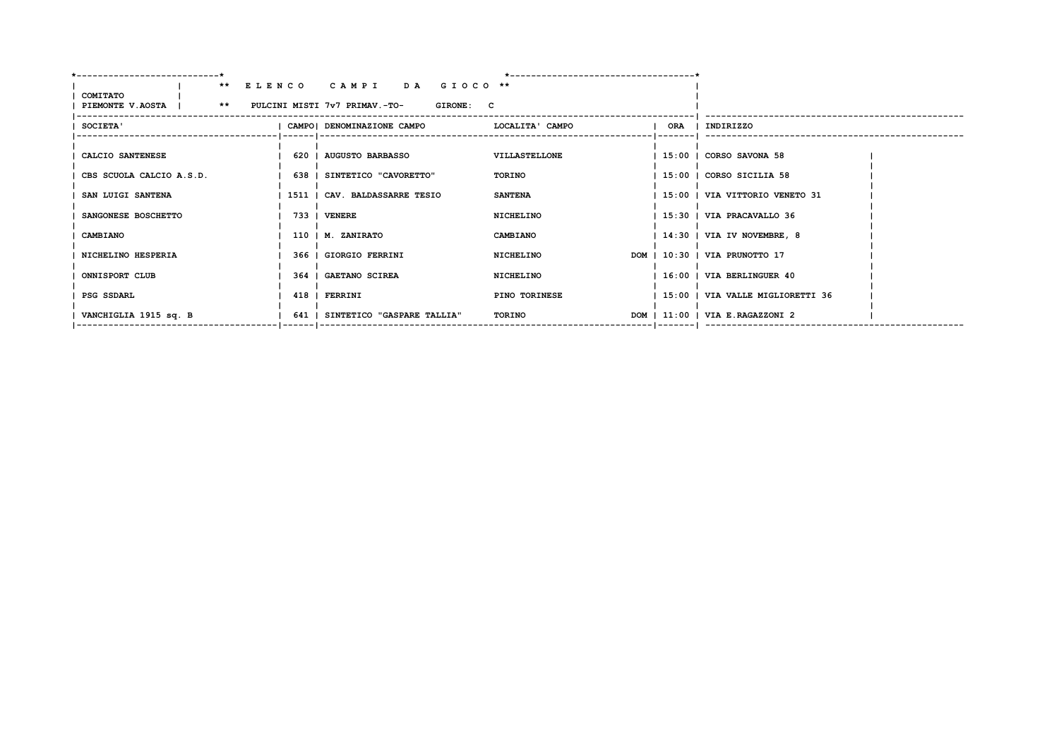**\*\* E L E N C O   C A M P I   D A   G I O C O \*\***

COMITATO PIEMONTE V.AOSTA

**\*\* PULCINI MISTI 7v7 PRIMAV.-TO-   GIRONE: C**

| SOCIETA' | CAMPO | DENOMINAZIONE CAMPO | LOCALITA' CAMPO | | ORA | INDIRIZZO |
|---|---|---|---|---|---|---|
| CALCIO SANTENESE | 620 | AUGUSTO BARBASSO | VILLASTELLONE | | 15:00 | CORSO SAVONA 58 |
| CBS SCUOLA CALCIO A.S.D. | 638 | SINTETICO "CAVORETTO" | TORINO | | 15:00 | CORSO SICILIA 58 |
| SAN LUIGI SANTENA | 1511 | CAV. BALDASSARRE TESIO | SANTENA | | 15:00 | VIA VITTORIO VENETO 31 |
| SANGONESE BOSCHETTO | 733 | VENERE | NICHELINO | | 15:30 | VIA PRACAVALLO 36 |
| CAMBIANO | 110 | M. ZANIRATO | CAMBIANO | | 14:30 | VIA IV NOVEMBRE, 8 |
| NICHELINO HESPERIA | 366 | GIORGIO FERRINI | NICHELINO | DOM | 10:30 | VIA PRUNOTTO 17 |
| ONNISPORT CLUB | 364 | GAETANO SCIREA | NICHELINO | | 16:00 | VIA BERLINGUER 40 |
| PSG SSDARL | 418 | FERRINI | PINO TORINESE | | 15:00 | VIA VALLE MIGLIORETTI 36 |
| VANCHIGLIA 1915 sq. B | 641 | SINTETICO "GASPARE TALLIA" | TORINO | DOM | 11:00 | VIA E.RAGAZZONI 2 |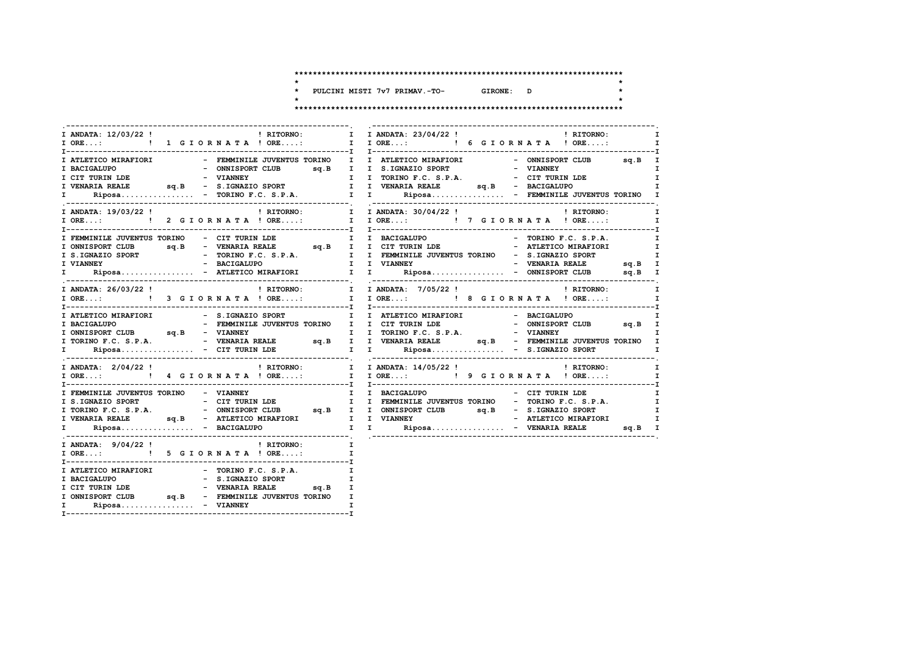**PULCINI MISTI 7v7 PRIMAV.-TO- GIRONE: D**

### 1 GIORNATA — ANDATA: 12/03/22 — RITORNO:

| Casa | Ospite |
|---|---|
| ATLETICO MIRAFIORI | FEMMINILE JUVENTUS TORINO |
| BACIGALUPO | ONNISPORT CLUB sq.B |
| CIT TURIN LDE | VIANNEY |
| VENARIA REALE sq.B | S.IGNAZIO SPORT |
| Riposa................ | TORINO F.C. S.P.A. |

### 2 GIORNATA — ANDATA: 19/03/22 — RITORNO:

| Casa | Ospite |
|---|---|
| FEMMINILE JUVENTUS TORINO | CIT TURIN LDE |
| ONNISPORT CLUB sq.B | VENARIA REALE sq.B |
| S.IGNAZIO SPORT | TORINO F.C. S.P.A. |
| VIANNEY | BACIGALUPO |
| Riposa................ | ATLETICO MIRAFIORI |

### 3 GIORNATA — ANDATA: 26/03/22 — RITORNO:

| Casa | Ospite |
|---|---|
| ATLETICO MIRAFIORI | S.IGNAZIO SPORT |
| BACIGALUPO | FEMMINILE JUVENTUS TORINO |
| ONNISPORT CLUB sq.B | VIANNEY |
| TORINO F.C. S.P.A. | VENARIA REALE sq.B |
| Riposa................ | CIT TURIN LDE |

### 4 GIORNATA — ANDATA: 2/04/22 — RITORNO:

| Casa | Ospite |
|---|---|
| FEMMINILE JUVENTUS TORINO | VIANNEY |
| S.IGNAZIO SPORT | CIT TURIN LDE |
| TORINO F.C. S.P.A. | ONNISPORT CLUB sq.B |
| VENARIA REALE sq.B | ATLETICO MIRAFIORI |
| Riposa................ | BACIGALUPO |

### 5 GIORNATA — ANDATA: 9/04/22 — RITORNO:

| Casa | Ospite |
|---|---|
| ATLETICO MIRAFIORI | TORINO F.C. S.P.A. |
| BACIGALUPO | S.IGNAZIO SPORT |
| CIT TURIN LDE | VENARIA REALE sq.B |
| ONNISPORT CLUB sq.B | FEMMINILE JUVENTUS TORINO |
| Riposa................ | VIANNEY |

### 6 GIORNATA — ANDATA: 23/04/22 — RITORNO:

| Casa | Ospite |
|---|---|
| ATLETICO MIRAFIORI | ONNISPORT CLUB sq.B |
| S.IGNAZIO SPORT | VIANNEY |
| TORINO F.C. S.P.A. | CIT TURIN LDE |
| VENARIA REALE sq.B | BACIGALUPO |
| Riposa................ | FEMMINILE JUVENTUS TORINO |

### 7 GIORNATA — ANDATA: 30/04/22 — RITORNO:

| Casa | Ospite |
|---|---|
| BACIGALUPO | TORINO F.C. S.P.A. |
| CIT TURIN LDE | ATLETICO MIRAFIORI |
| FEMMINILE JUVENTUS TORINO | S.IGNAZIO SPORT |
| VIANNEY | VENARIA REALE sq.B |
| Riposa................ | ONNISPORT CLUB sq.B |

### 8 GIORNATA — ANDATA: 7/05/22 — RITORNO:

| Casa | Ospite |
|---|---|
| ATLETICO MIRAFIORI | BACIGALUPO |
| CIT TURIN LDE | ONNISPORT CLUB sq.B |
| TORINO F.C. S.P.A. | VIANNEY |
| VENARIA REALE sq.B | FEMMINILE JUVENTUS TORINO |
| Riposa................ | S.IGNAZIO SPORT |

### 9 GIORNATA — ANDATA: 14/05/22 — RITORNO:

| Casa | Ospite |
|---|---|
| BACIGALUPO | CIT TURIN LDE |
| FEMMINILE JUVENTUS TORINO | TORINO F.C. S.P.A. |
| ONNISPORT CLUB sq.B | S.IGNAZIO SPORT |
| VIANNEY | ATLETICO MIRAFIORI |
| Riposa................ | VENARIA REALE sq.B |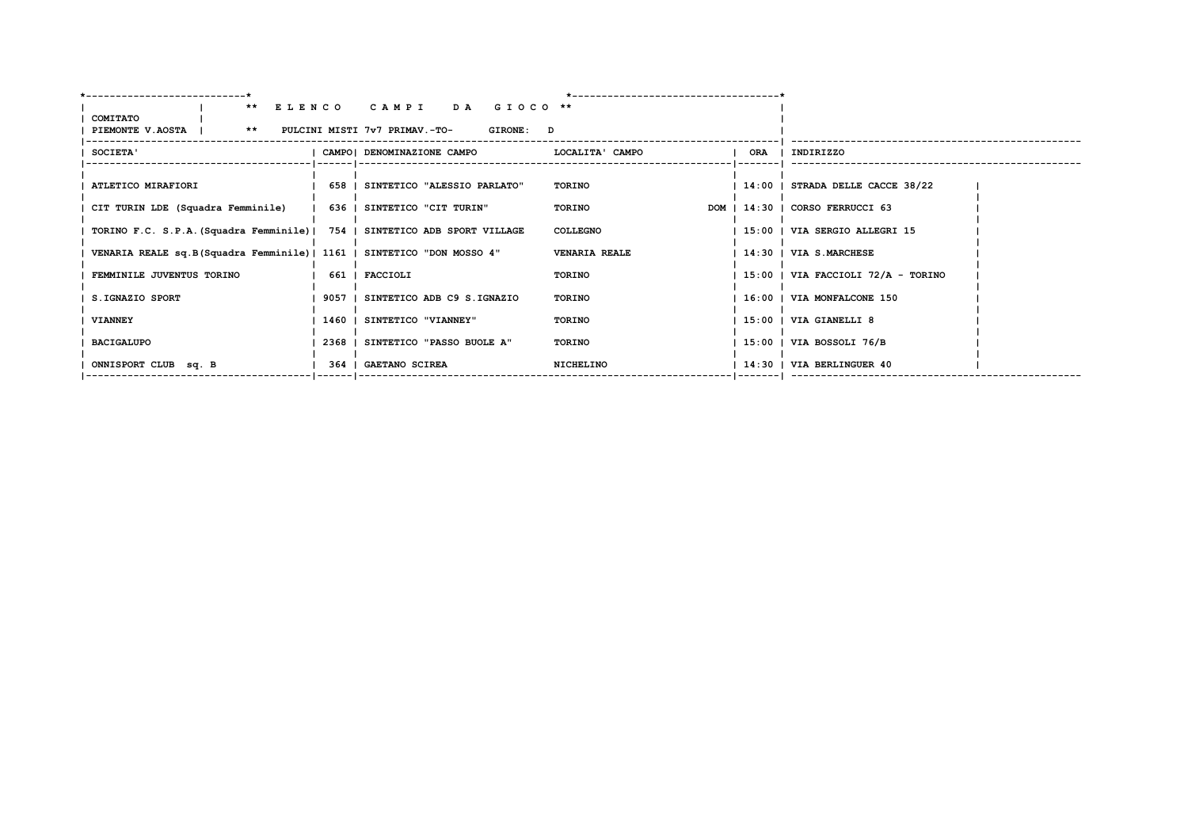**\*\* E L E N C O   C A M P I   D A   G I O C O \*\***

COMITATO PIEMONTE V.AOSTA | \*\* PULCINI MISTI 7v7 PRIMAV.-TO- GIRONE: D

| SOCIETA' | CAMPO | DENOMINAZIONE CAMPO | LOCALITA' CAMPO | | ORA | INDIRIZZO |
|---|---|---|---|---|---|---|
| ATLETICO MIRAFIORI | 658 | SINTETICO "ALESSIO PARLATO" | TORINO | | 14:00 | STRADA DELLE CACCE 38/22 |
| CIT TURIN LDE (Squadra Femminile) | 636 | SINTETICO "CIT TURIN" | TORINO | DOM | 14:30 | CORSO FERRUCCI 63 |
| TORINO F.C. S.P.A.(Squadra Femminile) | 754 | SINTETICO ADB SPORT VILLAGE | COLLEGNO | | 15:00 | VIA SERGIO ALLEGRI 15 |
| VENARIA REALE sq.B(Squadra Femminile) | 1161 | SINTETICO "DON MOSSO 4" | VENARIA REALE | | 14:30 | VIA S.MARCHESE |
| FEMMINILE JUVENTUS TORINO | 661 | FACCIOLI | TORINO | | 15:00 | VIA FACCIOLI 72/A - TORINO |
| S.IGNAZIO SPORT | 9057 | SINTETICO ADB C9 S.IGNAZIO | TORINO | | 16:00 | VIA MONFALCONE 150 |
| VIANNEY | 1460 | SINTETICO "VIANNEY" | TORINO | | 15:00 | VIA GIANELLI 8 |
| BACIGALUPO | 2368 | SINTETICO "PASSO BUOLE A" | TORINO | | 15:00 | VIA BOSSOLI 76/B |
| ONNISPORT CLUB sq. B | 364 | GAETANO SCIREA | NICHELINO | | 14:30 | VIA BERLINGUER 40 |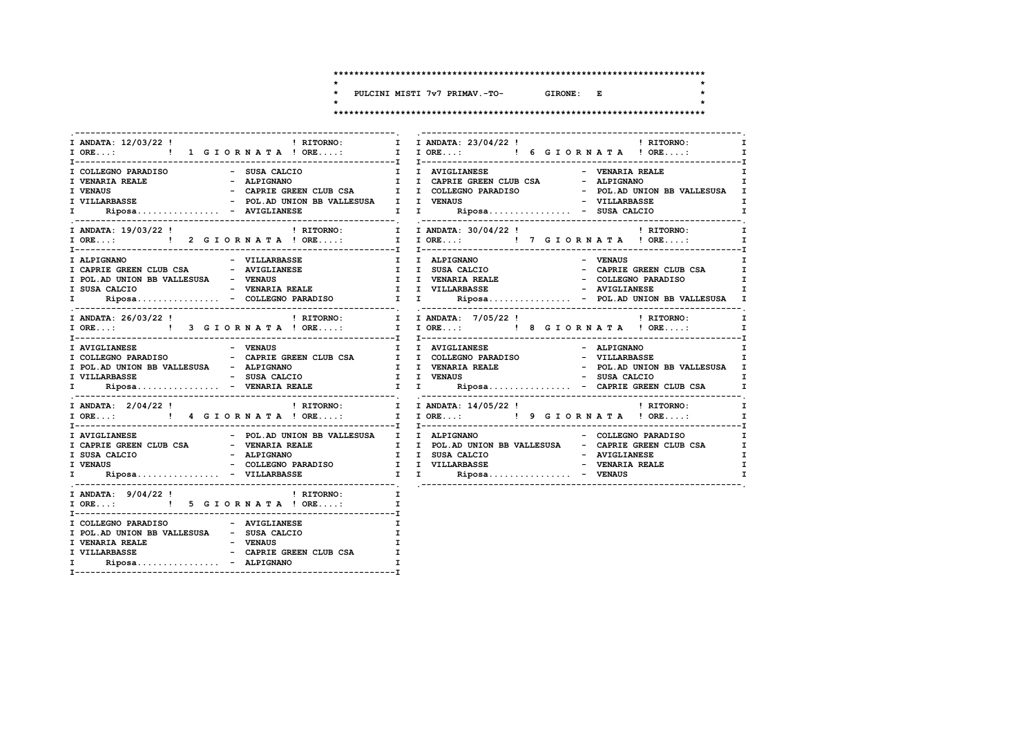# PULCINI MISTI 7v7 PRIMAV.-TO- GIRONE: E

### 1 GIORNATA

ANDATA: 12/03/22 ! RITORNO: | ORE...: | ORE....:

| Casa | Ospite |
|---|---|
| COLLEGNO PARADISO | SUSA CALCIO |
| VENARIA REALE | ALPIGNANO |
| VENAUS | CAPRIE GREEN CLUB CSA |
| VILLARBASSE | POL.AD UNION BB VALLESUSA |
| Riposa................ | AVIGLIANESE |

### 2 GIORNATA

ANDATA: 19/03/22 ! RITORNO: | ORE...: | ORE....:

| Casa | Ospite |
|---|---|
| ALPIGNANO | VILLARBASSE |
| CAPRIE GREEN CLUB CSA | AVIGLIANESE |
| POL.AD UNION BB VALLESUSA | VENAUS |
| SUSA CALCIO | VENARIA REALE |
| Riposa................ | COLLEGNO PARADISO |

### 3 GIORNATA

ANDATA: 26/03/22 ! RITORNO: | ORE...: | ORE....:

| Casa | Ospite |
|---|---|
| AVIGLIANESE | VENAUS |
| COLLEGNO PARADISO | CAPRIE GREEN CLUB CSA |
| POL.AD UNION BB VALLESUSA | ALPIGNANO |
| VILLARBASSE | SUSA CALCIO |
| Riposa................ | VENARIA REALE |

### 4 GIORNATA

ANDATA: 2/04/22 ! RITORNO: | ORE...: | ORE....:

| Casa | Ospite |
|---|---|
| AVIGLIANESE | POL.AD UNION BB VALLESUSA |
| CAPRIE GREEN CLUB CSA | VENARIA REALE |
| SUSA CALCIO | ALPIGNANO |
| VENAUS | COLLEGNO PARADISO |
| Riposa................ | VILLARBASSE |

### 5 GIORNATA

ANDATA: 9/04/22 ! RITORNO: | ORE...: | ORE....:

| Casa | Ospite |
|---|---|
| COLLEGNO PARADISO | AVIGLIANESE |
| POL.AD UNION BB VALLESUSA | SUSA CALCIO |
| VENARIA REALE | VENAUS |
| VILLARBASSE | CAPRIE GREEN CLUB CSA |
| Riposa................ | ALPIGNANO |

### 6 GIORNATA

ANDATA: 23/04/22 ! RITORNO: | ORE...: | ORE....:

| Casa | Ospite |
|---|---|
| AVIGLIANESE | VENARIA REALE |
| CAPRIE GREEN CLUB CSA | ALPIGNANO |
| COLLEGNO PARADISO | POL.AD UNION BB VALLESUSA |
| VENAUS | VILLARBASSE |
| Riposa................ | SUSA CALCIO |

### 7 GIORNATA

ANDATA: 30/04/22 ! RITORNO: | ORE...: | ORE....:

| Casa | Ospite |
|---|---|
| ALPIGNANO | VENAUS |
| SUSA CALCIO | CAPRIE GREEN CLUB CSA |
| VENARIA REALE | COLLEGNO PARADISO |
| VILLARBASSE | AVIGLIANESE |
| Riposa................ | POL.AD UNION BB VALLESUSA |

### 8 GIORNATA

ANDATA: 7/05/22 ! RITORNO: | ORE...: | ORE....:

| Casa | Ospite |
|---|---|
| AVIGLIANESE | ALPIGNANO |
| COLLEGNO PARADISO | VILLARBASSE |
| VENARIA REALE | POL.AD UNION BB VALLESUSA |
| VENAUS | SUSA CALCIO |
| Riposa................ | CAPRIE GREEN CLUB CSA |

### 9 GIORNATA

ANDATA: 14/05/22 ! RITORNO: | ORE...: | ORE....:

| Casa | Ospite |
|---|---|
| ALPIGNANO | COLLEGNO PARADISO |
| POL.AD UNION BB VALLESUSA | CAPRIE GREEN CLUB CSA |
| SUSA CALCIO | AVIGLIANESE |
| VILLARBASSE | VENARIA REALE |
| Riposa................ | VENAUS |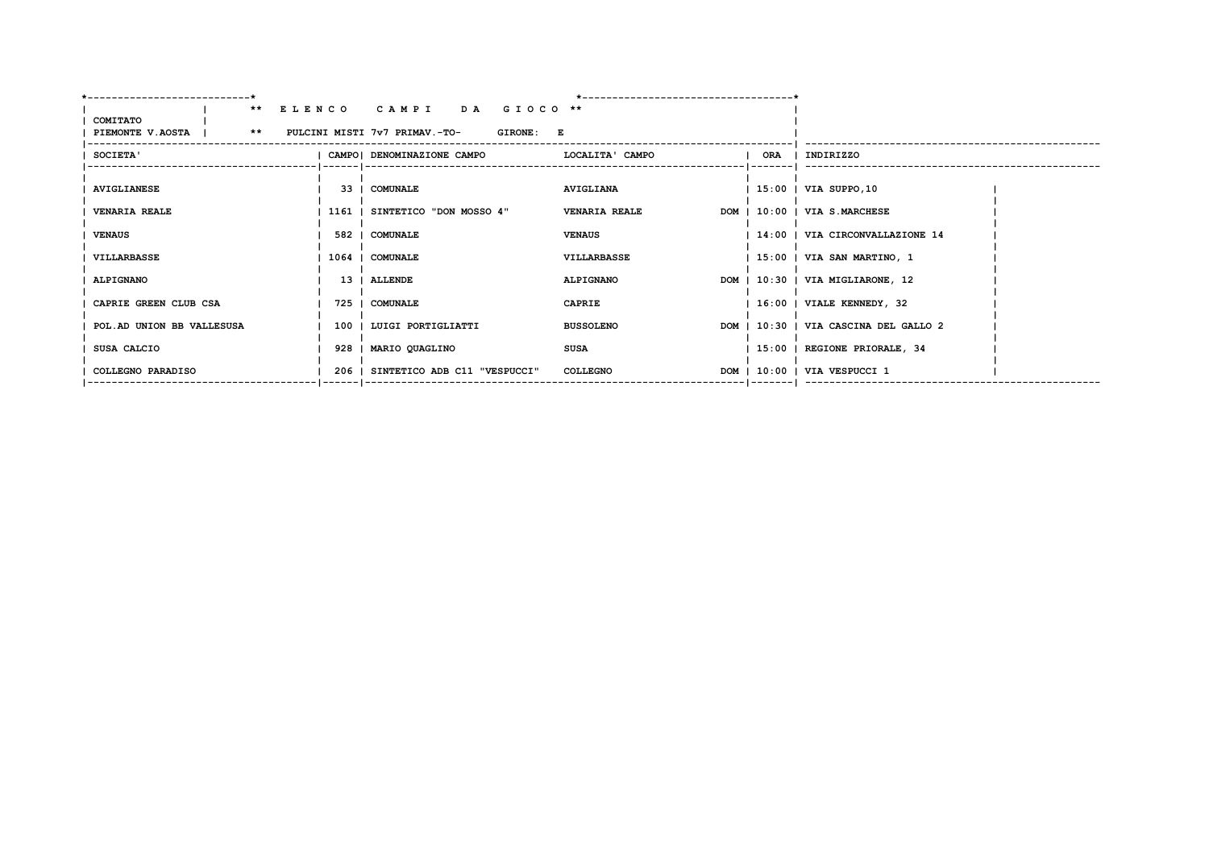**COMITATO PIEMONTE V.AOSTA**

**\*\* E L E N C O   C A M P I   D A   G I O C O \*\***

**\*\* PULCINI MISTI 7v7 PRIMAV.-TO-   GIRONE: E**

| SOCIETA' | CAMPO | DENOMINAZIONE CAMPO | LOCALITA' CAMPO | | ORA | INDIRIZZO |
|---|---|---|---|---|---|---|
| AVIGLIANESE | 33 | COMUNALE | AVIGLIANA | | 15:00 | VIA SUPPO,10 |
| VENARIA REALE | 1161 | SINTETICO "DON MOSSO 4" | VENARIA REALE | DOM | 10:00 | VIA S.MARCHESE |
| VENAUS | 582 | COMUNALE | VENAUS | | 14:00 | VIA CIRCONVALLAZIONE 14 |
| VILLARBASSE | 1064 | COMUNALE | VILLARBASSE | | 15:00 | VIA SAN MARTINO, 1 |
| ALPIGNANO | 13 | ALLENDE | ALPIGNANO | DOM | 10:30 | VIA MIGLIARONE, 12 |
| CAPRIE GREEN CLUB CSA | 725 | COMUNALE | CAPRIE | | 16:00 | VIALE KENNEDY, 32 |
| POL.AD UNION BB VALLESUSA | 100 | LUIGI PORTIGLIATTI | BUSSOLENO | DOM | 10:30 | VIA CASCINA DEL GALLO 2 |
| SUSA CALCIO | 928 | MARIO QUAGLINO | SUSA | | 15:00 | REGIONE PRIORALE, 34 |
| COLLEGNO PARADISO | 206 | SINTETICO ADB C11 "VESPUCCI" | COLLEGNO | DOM | 10:00 | VIA VESPUCCI 1 |